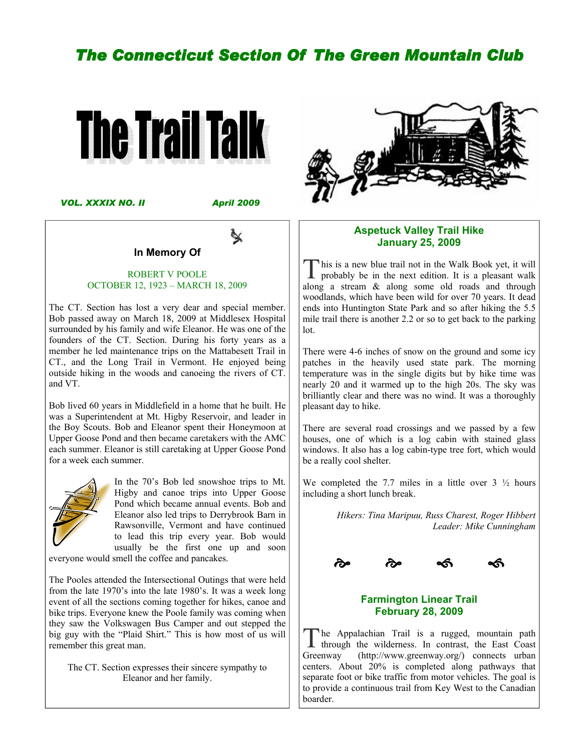# The Connecticut Section Of The Green Mountain Club

# The Trail Talk

***VOL. XXXIX NO. II*** ***April 2009***

## In Memory Of

ROBERT V POOLE
OCTOBER 12, 1923 – MARCH 18, 2009

The CT. Section has lost a very dear and special member. Bob passed away on March 18, 2009 at Middlesex Hospital surrounded by his family and wife Eleanor. He was one of the founders of the CT. Section. During his forty years as a member he led maintenance trips on the Mattabesett Trail in CT., and the Long Trail in Vermont. He enjoyed being outside hiking in the woods and canoeing the rivers of CT. and VT.

Bob lived 60 years in Middlefield in a home that he built. He was a Superintendent at Mt. Higby Reservoir, and leader in the Boy Scouts. Bob and Eleanor spent their Honeymoon at Upper Goose Pond and then became caretakers with the AMC each summer. Eleanor is still caretaking at Upper Goose Pond for a week each summer.

In the 70's Bob led snowshoe trips to Mt. Higby and canoe trips into Upper Goose Pond which became annual events. Bob and Eleanor also led trips to Derrybrook Barn in Rawsonville, Vermont and have continued to lead this trip every year. Bob would usually be the first one up and soon everyone would smell the coffee and pancakes.

The Pooles attended the Intersectional Outings that were held from the late 1970's into the late 1980's. It was a week long event of all the sections coming together for hikes, canoe and bike trips. Everyone knew the Poole family was coming when they saw the Volkswagen Bus Camper and out stepped the big guy with the "Plaid Shirt." This is how most of us will remember this great man.

The CT. Section expresses their sincere sympathy to Eleanor and her family.

## Aspetuck Valley Trail Hike
## January 25, 2009

This is a new blue trail not in the Walk Book yet, it will probably be in the next edition. It is a pleasant walk along a stream & along some old roads and through woodlands, which have been wild for over 70 years. It dead ends into Huntington State Park and so after hiking the 5.5 mile trail there is another 2.2 or so to get back to the parking lot.

There were 4-6 inches of snow on the ground and some icy patches in the heavily used state park. The morning temperature was in the single digits but by hike time was nearly 20 and it warmed up to the high 20s. The sky was brilliantly clear and there was no wind. It was a thoroughly pleasant day to hike.

There are several road crossings and we passed by a few houses, one of which is a log cabin with stained glass windows. It also has a log cabin-type tree fort, which would be a really cool shelter.

We completed the 7.7 miles in a little over 3 ½ hours including a short lunch break.

*Hikers: Tina Maripuu, Russ Charest, Roger Hibbert*
*Leader: Mike Cunningham*

## Farmington Linear Trail
## February 28, 2009

The Appalachian Trail is a rugged, mountain path through the wilderness. In contrast, the East Coast Greenway (http://www.greenway.org/) connects urban centers. About 20% is completed along pathways that separate foot or bike traffic from motor vehicles. The goal is to provide a continuous trail from Key West to the Canadian boarder.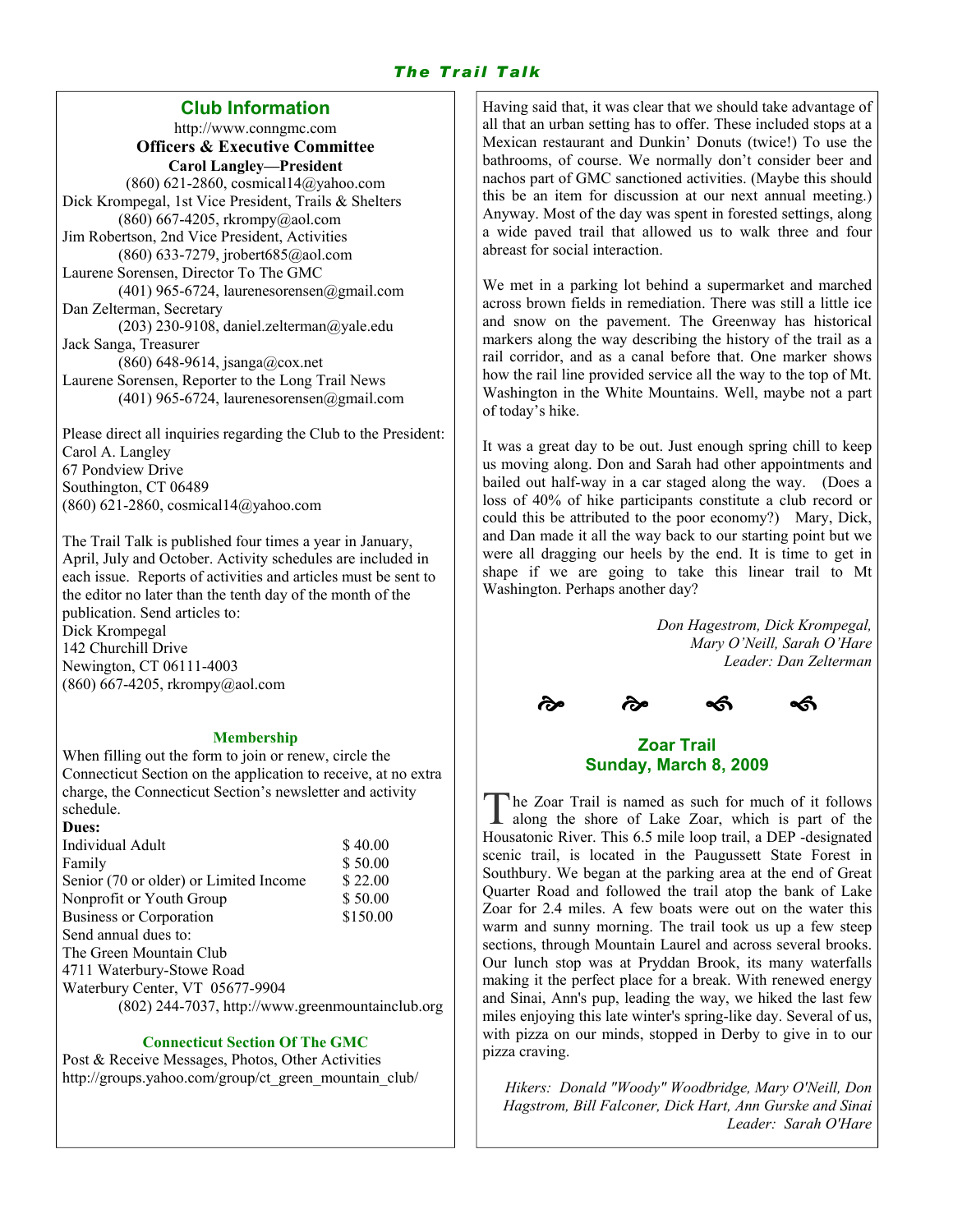## Club Information

http://www.conngmc.com

**Officers & Executive Committee**

**Carol Langley—President**
(860) 621-2860, cosmical14@yahoo.com

Dick Krompegal, 1st Vice President, Trails & Shelters
(860) 667-4205, rkrompy@aol.com

Jim Robertson, 2nd Vice President, Activities
(860) 633-7279, jrobert685@aol.com

Laurene Sorensen, Director To The GMC
(401) 965-6724, laurenesorensen@gmail.com

Dan Zelterman, Secretary
(203) 230-9108, daniel.zelterman@yale.edu

Jack Sanga, Treasurer
(860) 648-9614, jsanga@cox.net

Laurene Sorensen, Reporter to the Long Trail News
(401) 965-6724, laurenesorensen@gmail.com

Please direct all inquiries regarding the Club to the President:
Carol A. Langley
67 Pondview Drive
Southington, CT 06489
(860) 621-2860, cosmical14@yahoo.com

The Trail Talk is published four times a year in January, April, July and October. Activity schedules are included in each issue. Reports of activities and articles must be sent to the editor no later than the tenth day of the month of the publication. Send articles to:
Dick Krompegal
142 Churchill Drive
Newington, CT 06111-4003
(860) 667-4205, rkrompy@aol.com

### Membership

When filling out the form to join or renew, circle the Connecticut Section on the application to receive, at no extra charge, the Connecticut Section's newsletter and activity schedule.

**Dues:**

| | |
|---|---|
| Individual Adult | $ 40.00 |
| Family | $ 50.00 |
| Senior (70 or older) or Limited Income | $ 22.00 |
| Nonprofit or Youth Group | $ 50.00 |
| Business or Corporation | $150.00 |

Send annual dues to:
The Green Mountain Club
4711 Waterbury-Stowe Road
Waterbury Center, VT 05677-9904
(802) 244-7037, http://www.greenmountainclub.org

### Connecticut Section Of The GMC

Post & Receive Messages, Photos, Other Activities
http://groups.yahoo.com/group/ct_green_mountain_club/

Having said that, it was clear that we should take advantage of all that an urban setting has to offer. These included stops at a Mexican restaurant and Dunkin' Donuts (twice!) To use the bathrooms, of course. We normally don't consider beer and nachos part of GMC sanctioned activities. (Maybe this should this be an item for discussion at our next annual meeting.) Anyway. Most of the day was spent in forested settings, along a wide paved trail that allowed us to walk three and four abreast for social interaction.

We met in a parking lot behind a supermarket and marched across brown fields in remediation. There was still a little ice and snow on the pavement. The Greenway has historical markers along the way describing the history of the trail as a rail corridor, and as a canal before that. One marker shows how the rail line provided service all the way to the top of Mt. Washington in the White Mountains. Well, maybe not a part of today's hike.

It was a great day to be out. Just enough spring chill to keep us moving along. Don and Sarah had other appointments and bailed out half-way in a car staged along the way. (Does a loss of 40% of hike participants constitute a club record or could this be attributed to the poor economy?) Mary, Dick, and Dan made it all the way back to our starting point but we were all dragging our heels by the end. It is time to get in shape if we are going to take this linear trail to Mt Washington. Perhaps another day?

*Don Hagestrom, Dick Krompegal, Mary O'Neill, Sarah O'Hare*
*Leader: Dan Zelterman*

## Zoar Trail
## Sunday, March 8, 2009

The Zoar Trail is named as such for much of it follows along the shore of Lake Zoar, which is part of the Housatonic River. This 6.5 mile loop trail, a DEP -designated scenic trail, is located in the Paugussett State Forest in Southbury. We began at the parking area at the end of Great Quarter Road and followed the trail atop the bank of Lake Zoar for 2.4 miles. A few boats were out on the water this warm and sunny morning. The trail took us up a few steep sections, through Mountain Laurel and across several brooks. Our lunch stop was at Pryddan Brook, its many waterfalls making it the perfect place for a break. With renewed energy and Sinai, Ann's pup, leading the way, we hiked the last few miles enjoying this late winter's spring-like day. Several of us, with pizza on our minds, stopped in Derby to give in to our pizza craving.

*Hikers: Donald "Woody" Woodbridge, Mary O'Neill, Don Hagstrom, Bill Falconer, Dick Hart, Ann Gurske and Sinai*
*Leader: Sarah O'Hare*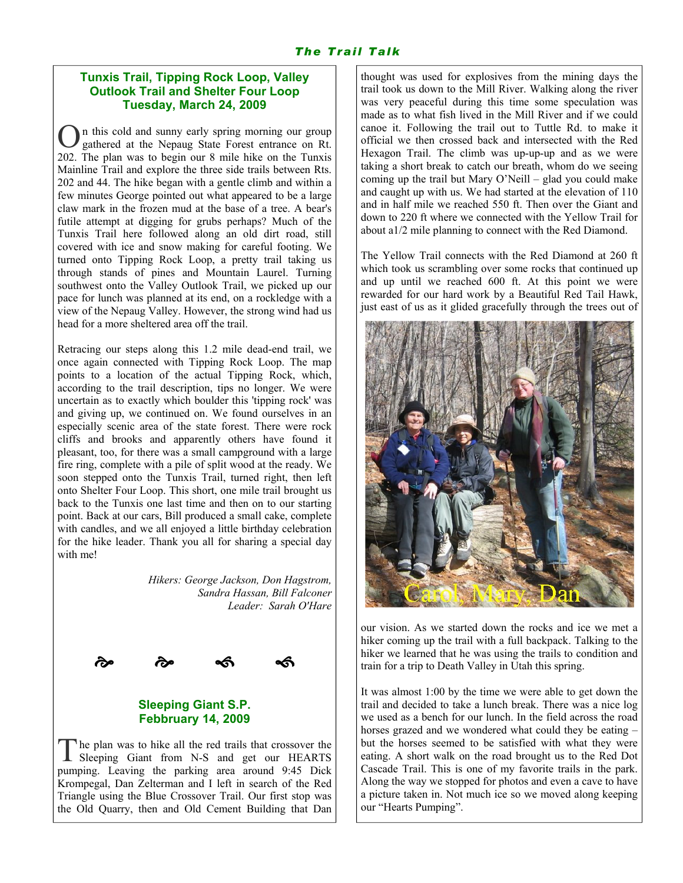## Tunxis Trail, Tipping Rock Loop, Valley Outlook Trail and Shelter Four Loop
### Tuesday, March 24, 2009

On this cold and sunny early spring morning our group gathered at the Nepaug State Forest entrance on Rt. 202. The plan was to begin our 8 mile hike on the Tunxis Mainline Trail and explore the three side trails between Rts. 202 and 44. The hike began with a gentle climb and within a few minutes George pointed out what appeared to be a large claw mark in the frozen mud at the base of a tree. A bear's futile attempt at digging for grubs perhaps? Much of the Tunxis Trail here followed along an old dirt road, still covered with ice and snow making for careful footing. We turned onto Tipping Rock Loop, a pretty trail taking us through stands of pines and Mountain Laurel. Turning southwest onto the Valley Outlook Trail, we picked up our pace for lunch was planned at its end, on a rockledge with a view of the Nepaug Valley. However, the strong wind had us head for a more sheltered area off the trail.

Retracing our steps along this 1.2 mile dead-end trail, we once again connected with Tipping Rock Loop. The map points to a location of the actual Tipping Rock, which, according to the trail description, tips no longer. We were uncertain as to exactly which boulder this 'tipping rock' was and giving up, we continued on. We found ourselves in an especially scenic area of the state forest. There were rock cliffs and brooks and apparently others have found it pleasant, too, for there was a small campground with a large fire ring, complete with a pile of split wood at the ready. We soon stepped onto the Tunxis Trail, turned right, then left onto Shelter Four Loop. This short, one mile trail brought us back to the Tunxis one last time and then on to our starting point. Back at our cars, Bill produced a small cake, complete with candles, and we all enjoyed a little birthday celebration for the hike leader. Thank you all for sharing a special day with me!

*Hikers: George Jackson, Don Hagstrom, Sandra Hassan, Bill Falconer*
*Leader: Sarah O'Hare*

## Sleeping Giant S.P.
### Febbruary 14, 2009

The plan was to hike all the red trails that crossover the Sleeping Giant from N-S and get our HEARTS pumping. Leaving the parking area around 9:45 Dick Krompegal, Dan Zelterman and I left in search of the Red Triangle using the Blue Crossover Trail. Our first stop was the Old Quarry, then and Old Cement Building that Dan thought was used for explosives from the mining days the trail took us down to the Mill River. Walking along the river was very peaceful during this time some speculation was made as to what fish lived in the Mill River and if we could canoe it. Following the trail out to Tuttle Rd. to make it official we then crossed back and intersected with the Red Hexagon Trail. The climb was up-up-up and as we were taking a short break to catch our breath, whom do we seeing coming up the trail but Mary O'Neill – glad you could make and caught up with us. We had started at the elevation of 110 and in half mile we reached 550 ft. Then over the Giant and down to 220 ft where we connected with the Yellow Trail for about a1/2 mile planning to connect with the Red Diamond.

The Yellow Trail connects with the Red Diamond at 260 ft which took us scrambling over some rocks that continued up and up until we reached 600 ft. At this point we were rewarded for our hard work by a Beautiful Red Tail Hawk, just east of us as it glided gracefully through the trees out of our vision. As we started down the rocks and ice we met a hiker coming up the trail with a full backpack. Talking to the hiker we learned that he was using the trails to condition and train for a trip to Death Valley in Utah this spring.

Carol, Mary, Dan

It was almost 1:00 by the time we were able to get down the trail and decided to take a lunch break. There was a nice log we used as a bench for our lunch. In the field across the road horses grazed and we wondered what could they be eating – but the horses seemed to be satisfied with what they were eating. A short walk on the road brought us to the Red Dot Cascade Trail. This is one of my favorite trails in the park. Along the way we stopped for photos and even a cave to have a picture taken in. Not much ice so we moved along keeping our "Hearts Pumping".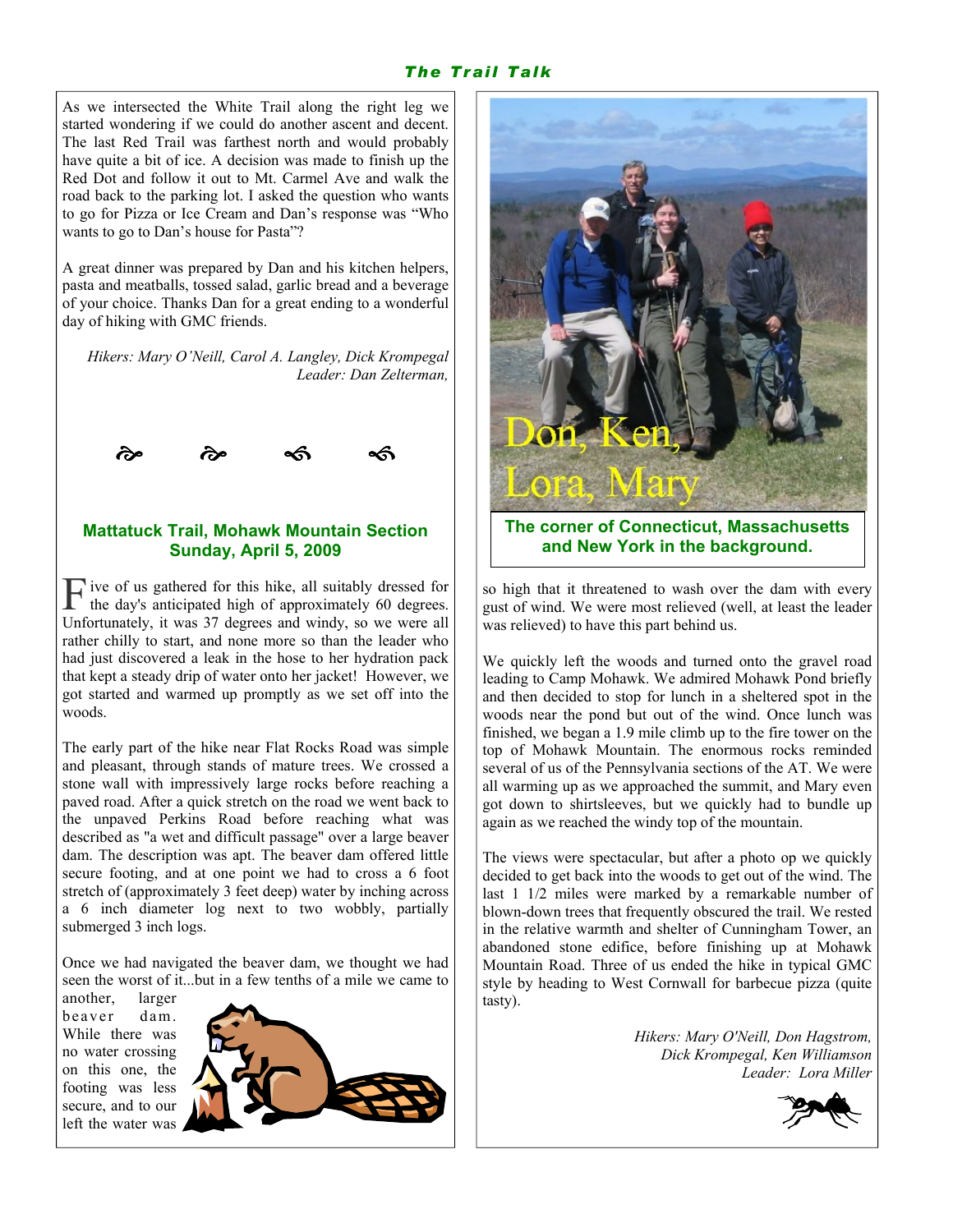As we intersected the White Trail along the right leg we started wondering if we could do another ascent and decent. The last Red Trail was farthest north and would probably have quite a bit of ice. A decision was made to finish up the Red Dot and follow it out to Mt. Carmel Ave and walk the road back to the parking lot. I asked the question who wants to go for Pizza or Ice Cream and Dan's response was "Who wants to go to Dan's house for Pasta"?

A great dinner was prepared by Dan and his kitchen helpers, pasta and meatballs, tossed salad, garlic bread and a beverage of your choice. Thanks Dan for a great ending to a wonderful day of hiking with GMC friends.

*Hikers: Mary O'Neill, Carol A. Langley, Dick Krompegal*
*Leader: Dan Zelterman,*

## Mattatuck Trail, Mohawk Mountain Section
## Sunday, April 5, 2009

Five of us gathered for this hike, all suitably dressed for the day's anticipated high of approximately 60 degrees. Unfortunately, it was 37 degrees and windy, so we were all rather chilly to start, and none more so than the leader who had just discovered a leak in the hose to her hydration pack that kept a steady drip of water onto her jacket! However, we got started and warmed up promptly as we set off into the woods.

The early part of the hike near Flat Rocks Road was simple and pleasant, through stands of mature trees. We crossed a stone wall with impressively large rocks before reaching a paved road. After a quick stretch on the road we went back to the unpaved Perkins Road before reaching what was described as "a wet and difficult passage" over a large beaver dam. The description was apt. The beaver dam offered little secure footing, and at one point we had to cross a 6 foot stretch of (approximately 3 feet deep) water by inching across a 6 inch diameter log next to two wobbly, partially submerged 3 inch logs.

Once we had navigated the beaver dam, we thought we had seen the worst of it...but in a few tenths of a mile we came to another, larger beaver dam. While there was no water crossing on this one, the footing was less secure, and to our left the water was so high that it threatened to wash over the dam with every gust of wind. We were most relieved (well, at least the leader was relieved) to have this part behind us.

Don, Ken, Lora, Mary

**The corner of Connecticut, Massachusetts and New York in the background.**

We quickly left the woods and turned onto the gravel road leading to Camp Mohawk. We admired Mohawk Pond briefly and then decided to stop for lunch in a sheltered spot in the woods near the pond but out of the wind. Once lunch was finished, we began a 1.9 mile climb up to the fire tower on the top of Mohawk Mountain. The enormous rocks reminded several of us of the Pennsylvania sections of the AT. We were all warming up as we approached the summit, and Mary even got down to shirtsleeves, but we quickly had to bundle up again as we reached the windy top of the mountain.

The views were spectacular, but after a photo op we quickly decided to get back into the woods to get out of the wind. The last 1 1/2 miles were marked by a remarkable number of blown-down trees that frequently obscured the trail. We rested in the relative warmth and shelter of Cunningham Tower, an abandoned stone edifice, before finishing up at Mohawk Mountain Road. Three of us ended the hike in typical GMC style by heading to West Cornwall for barbecue pizza (quite tasty).

*Hikers: Mary O'Neill, Don Hagstrom,*
*Dick Krompegal, Ken Williamson*
*Leader: Lora Miller*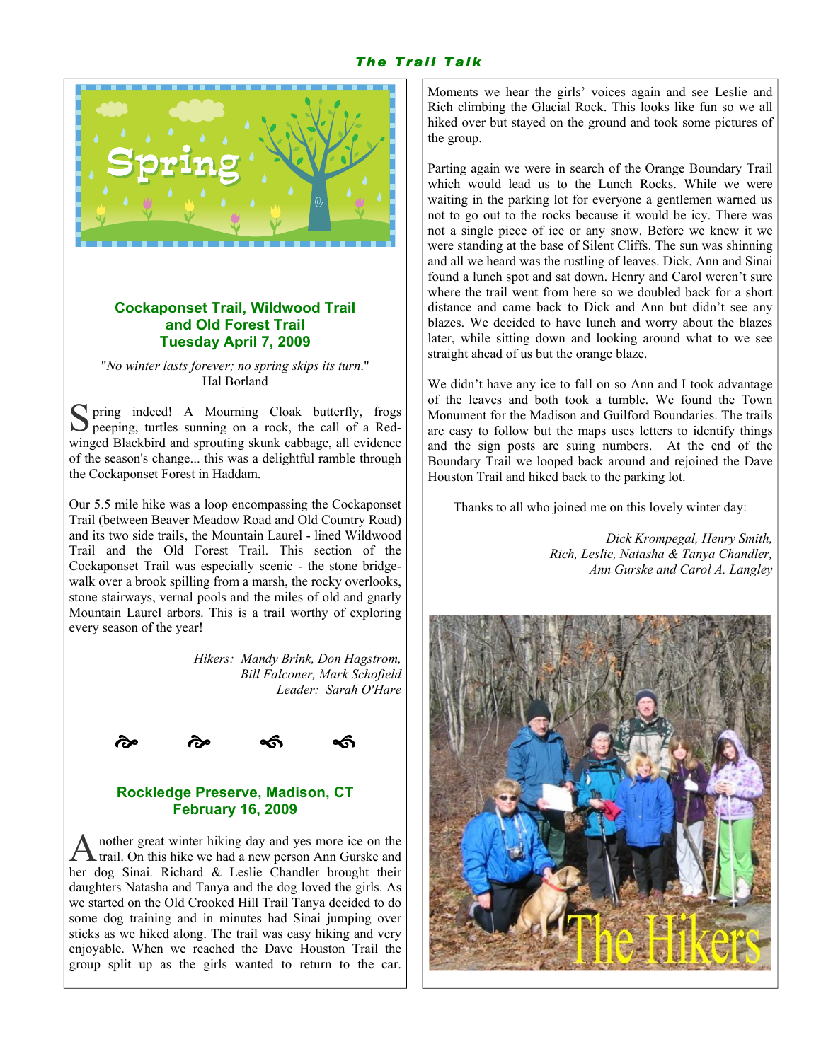## Cockaponset Trail, Wildwood Trail and Old Forest Trail
## Tuesday April 7, 2009

"*No winter lasts forever; no spring skips its turn.*"
Hal Borland

Spring indeed! A Mourning Cloak butterfly, frogs peeping, turtles sunning on a rock, the call of a Red-winged Blackbird and sprouting skunk cabbage, all evidence of the season's change... this was a delightful ramble through the Cockaponset Forest in Haddam.

Our 5.5 mile hike was a loop encompassing the Cockaponset Trail (between Beaver Meadow Road and Old Country Road) and its two side trails, the Mountain Laurel - lined Wildwood Trail and the Old Forest Trail. This section of the Cockaponset Trail was especially scenic - the stone bridge-walk over a brook spilling from a marsh, the rocky overlooks, stone stairways, vernal pools and the miles of old and gnarly Mountain Laurel arbors. This is a trail worthy of exploring every season of the year!

*Hikers: Mandy Brink, Don Hagstrom, Bill Falconer, Mark Schofield*
*Leader: Sarah O'Hare*

## Rockledge Preserve, Madison, CT
## February 16, 2009

Another great winter hiking day and yes more ice on the trail. On this hike we had a new person Ann Gurske and her dog Sinai. Richard & Leslie Chandler brought their daughters Natasha and Tanya and the dog loved the girls. As we started on the Old Crooked Hill Trail Tanya decided to do some dog training and in minutes had Sinai jumping over sticks as we hiked along. The trail was easy hiking and very enjoyable. When we reached the Dave Houston Trail the group split up as the girls wanted to return to the car. Moments we hear the girls' voices again and see Leslie and Rich climbing the Glacial Rock. This looks like fun so we all hiked over but stayed on the ground and took some pictures of the group.

Parting again we were in search of the Orange Boundary Trail which would lead us to the Lunch Rocks. While we were waiting in the parking lot for everyone a gentlemen warned us not to go out to the rocks because it would be icy. There was not a single piece of ice or any snow. Before we knew it we were standing at the base of Silent Cliffs. The sun was shinning and all we heard was the rustling of leaves. Dick, Ann and Sinai found a lunch spot and sat down. Henry and Carol weren't sure where the trail went from here so we doubled back for a short distance and came back to Dick and Ann but didn't see any blazes. We decided to have lunch and worry about the blazes later, while sitting down and looking around what to we see straight ahead of us but the orange blaze.

We didn't have any ice to fall on so Ann and I took advantage of the leaves and both took a tumble. We found the Town Monument for the Madison and Guilford Boundaries. The trails are easy to follow but the maps uses letters to identify things and the sign posts are suing numbers. At the end of the Boundary Trail we looped back around and rejoined the Dave Houston Trail and hiked back to the parking lot.

Thanks to all who joined me on this lovely winter day:

*Dick Krompegal, Henry Smith, Rich, Leslie, Natasha & Tanya Chandler, Ann Gurske and Carol A. Langley*

The Hikers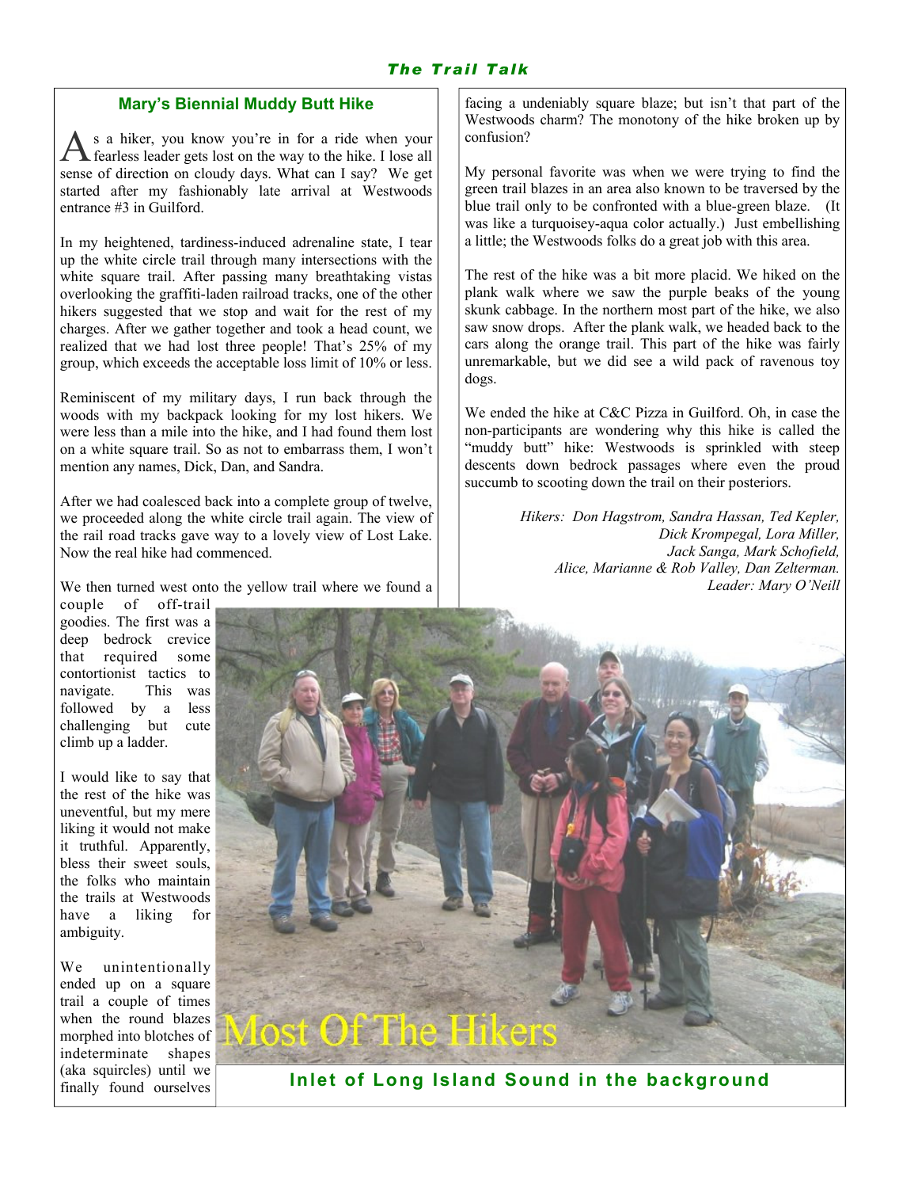## Mary's Biennial Muddy Butt Hike

As a hiker, you know you're in for a ride when your fearless leader gets lost on the way to the hike. I lose all sense of direction on cloudy days. What can I say? We get started after my fashionably late arrival at Westwoods entrance #3 in Guilford.

In my heightened, tardiness-induced adrenaline state, I tear up the white circle trail through many intersections with the white square trail. After passing many breathtaking vistas overlooking the graffiti-laden railroad tracks, one of the other hikers suggested that we stop and wait for the rest of my charges. After we gather together and took a head count, we realized that we had lost three people! That's 25% of my group, which exceeds the acceptable loss limit of 10% or less.

Reminiscent of my military days, I run back through the woods with my backpack looking for my lost hikers. We were less than a mile into the hike, and I had found them lost on a white square trail. So as not to embarrass them, I won't mention any names, Dick, Dan, and Sandra.

After we had coalesced back into a complete group of twelve, we proceeded along the white circle trail again. The view of the rail road tracks gave way to a lovely view of Lost Lake. Now the real hike had commenced.

We then turned west onto the yellow trail where we found a couple of off-trail goodies. The first was a deep bedrock crevice that required some contortionist tactics to navigate. This was followed by a less challenging but cute climb up a ladder.

I would like to say that the rest of the hike was uneventful, but my mere liking it would not make it truthful. Apparently, bless their sweet souls, the folks who maintain the trails at Westwoods have a liking for ambiguity.

We unintentionally ended up on a square trail a couple of times when the round blazes morphed into blotches of indeterminate shapes (aka squircles) until we finally found ourselves facing a undeniably square blaze; but isn't that part of the Westwoods charm? The monotony of the hike broken up by confusion?

My personal favorite was when we were trying to find the green trail blazes in an area also known to be traversed by the blue trail only to be confronted with a blue-green blaze. (It was like a turquoisey-aqua color actually.) Just embellishing a little; the Westwoods folks do a great job with this area.

The rest of the hike was a bit more placid. We hiked on the plank walk where we saw the purple beaks of the young skunk cabbage. In the northern most part of the hike, we also saw snow drops. After the plank walk, we headed back to the cars along the orange trail. This part of the hike was fairly unremarkable, but we did see a wild pack of ravenous toy dogs.

We ended the hike at C&C Pizza in Guilford. Oh, in case the non-participants are wondering why this hike is called the "muddy butt" hike: Westwoods is sprinkled with steep descents down bedrock passages where even the proud succumb to scooting down the trail on their posteriors.

*Hikers: Don Hagstrom, Sandra Hassan, Ted Kepler, Dick Krompegal, Lora Miller, Jack Sanga, Mark Schofield, Alice, Marianne & Rob Valley, Dan Zelterman.*
*Leader: Mary O'Neill*

Most Of The Hikers

**Inlet of Long Island Sound in the background**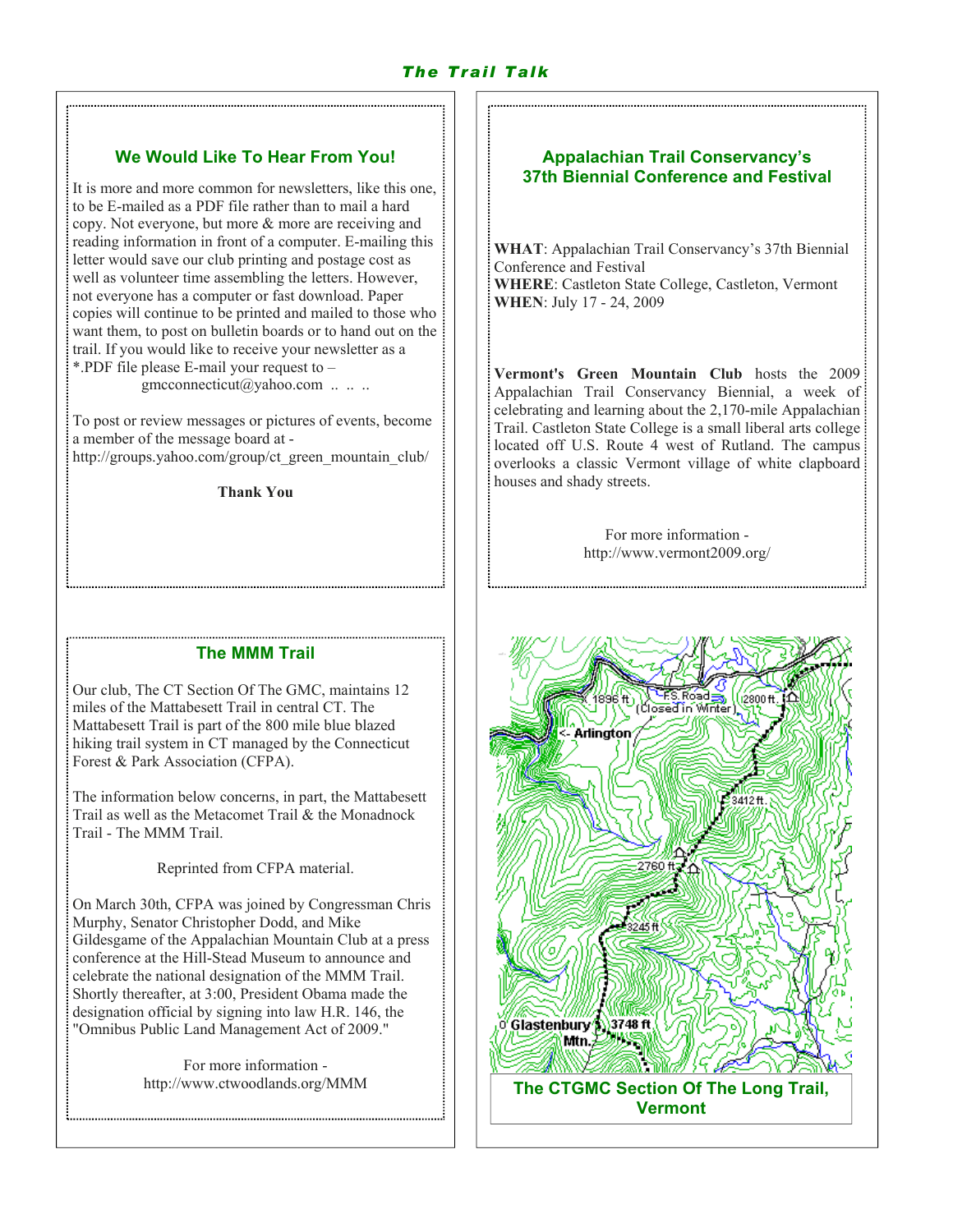## We Would Like To Hear From You!

It is more and more common for newsletters, like this one, to be E-mailed as a PDF file rather than to mail a hard copy. Not everyone, but more & more are receiving and reading information in front of a computer. E-mailing this letter would save our club printing and postage cost as well as volunteer time assembling the letters. However, not everyone has a computer or fast download. Paper copies will continue to be printed and mailed to those who want them, to post on bulletin boards or to hand out on the trail. If you would like to receive your newsletter as a *.PDF file please E-mail your request to – gmcconnecticut@yahoo.com .. .. ..

To post or review messages or pictures of events, become a member of the message board at - http://groups.yahoo.com/group/ct_green_mountain_club/

**Thank You**

## The MMM Trail

Our club, The CT Section Of The GMC, maintains 12 miles of the Mattabesett Trail in central CT. The Mattabesett Trail is part of the 800 mile blue blazed hiking trail system in CT managed by the Connecticut Forest & Park Association (CFPA).

The information below concerns, in part, the Mattabesett Trail as well as the Metacomet Trail & the Monadnock Trail - The MMM Trail.

Reprinted from CFPA material.

On March 30th, CFPA was joined by Congressman Chris Murphy, Senator Christopher Dodd, and Mike Gildesgame of the Appalachian Mountain Club at a press conference at the Hill-Stead Museum to announce and celebrate the national designation of the MMM Trail. Shortly thereafter, at 3:00, President Obama made the designation official by signing into law H.R. 146, the "Omnibus Public Land Management Act of 2009."

For more information - http://www.ctwoodlands.org/MMM

## Appalachian Trail Conservancy's 37th Biennial Conference and Festival

**WHAT**: Appalachian Trail Conservancy's 37th Biennial Conference and Festival
**WHERE**: Castleton State College, Castleton, Vermont
**WHEN**: July 17 - 24, 2009

**Vermont's Green Mountain Club** hosts the 2009 Appalachian Trail Conservancy Biennial, a week of celebrating and learning about the 2,170-mile Appalachian Trail. Castleton State College is a small liberal arts college located off U.S. Route 4 west of Rutland. The campus overlooks a classic Vermont village of white clapboard houses and shady streets.

For more information - http://www.vermont2009.org/

F.S. Road (Closed in Winter)
1896 ft
2800 ft.
<- Arlington
3412 ft.
2760 ft
3245 ft
Glastenbury Mtn.
3748 ft

**The CTGMC Section Of The Long Trail, Vermont**